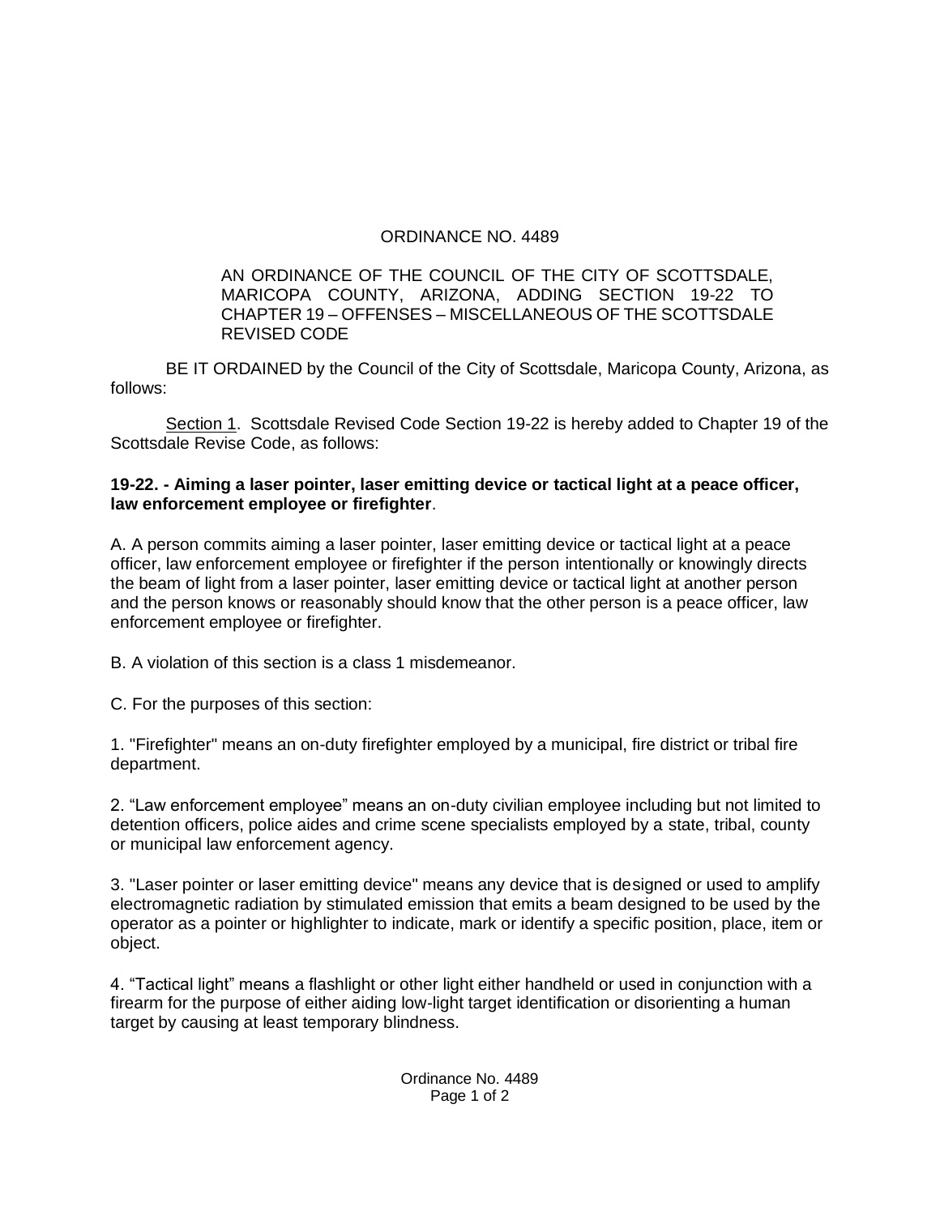# ORDINANCE NO. 4489

AN ORDINANCE OF THE COUNCIL OF THE CITY OF SCOTTSDALE, MARICOPA COUNTY, ARIZONA, ADDING SECTION 19-22 TO CHAPTER 19 – OFFENSES – MISCELLANEOUS OF THE SCOTTSDALE REVISED CODE

BE IT ORDAINED by the Council of the City of Scottsdale, Maricopa County, Arizona, as follows:

Section 1. Scottsdale Revised Code Section 19-22 is hereby added to Chapter 19 of the Scottsdale Revise Code, as follows:

**19-22. - Aiming a laser pointer, laser emitting device or tactical light at a peace officer, law enforcement employee or firefighter**.

A. A person commits aiming a laser pointer, laser emitting device or tactical light at a peace officer, law enforcement employee or firefighter if the person intentionally or knowingly directs the beam of light from a laser pointer, laser emitting device or tactical light at another person and the person knows or reasonably should know that the other person is a peace officer, law enforcement employee or firefighter.

B. A violation of this section is a class 1 misdemeanor.

C. For the purposes of this section:

1. "Firefighter" means an on-duty firefighter employed by a municipal, fire district or tribal fire department.

2. "Law enforcement employee" means an on-duty civilian employee including but not limited to detention officers, police aides and crime scene specialists employed by a state, tribal, county or municipal law enforcement agency.

3. "Laser pointer or laser emitting device" means any device that is designed or used to amplify electromagnetic radiation by stimulated emission that emits a beam designed to be used by the operator as a pointer or highlighter to indicate, mark or identify a specific position, place, item or object.

4. "Tactical light" means a flashlight or other light either handheld or used in conjunction with a firearm for the purpose of either aiding low-light target identification or disorienting a human target by causing at least temporary blindness.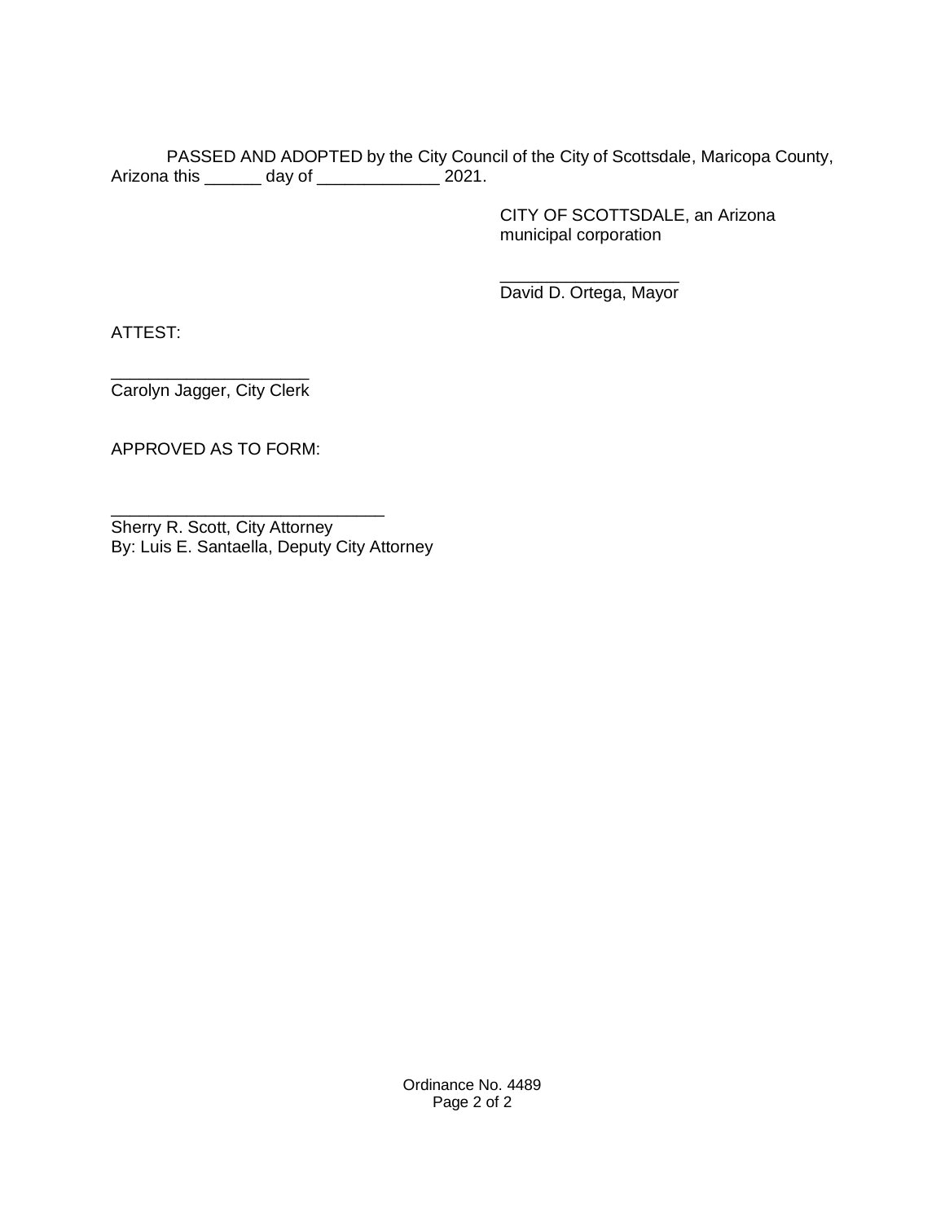PASSED AND ADOPTED by the City Council of the City of Scottsdale, Maricopa County, Arizona this ______ day of _____________ 2021.

CITY OF SCOTTSDALE, an Arizona municipal corporation

___________________
David D. Ortega, Mayor

ATTEST:

_____________________
Carolyn Jagger, City Clerk

APPROVED AS TO FORM:

_____________________________
Sherry R. Scott, City Attorney
By: Luis E. Santaella, Deputy City Attorney

Ordinance No. 4489